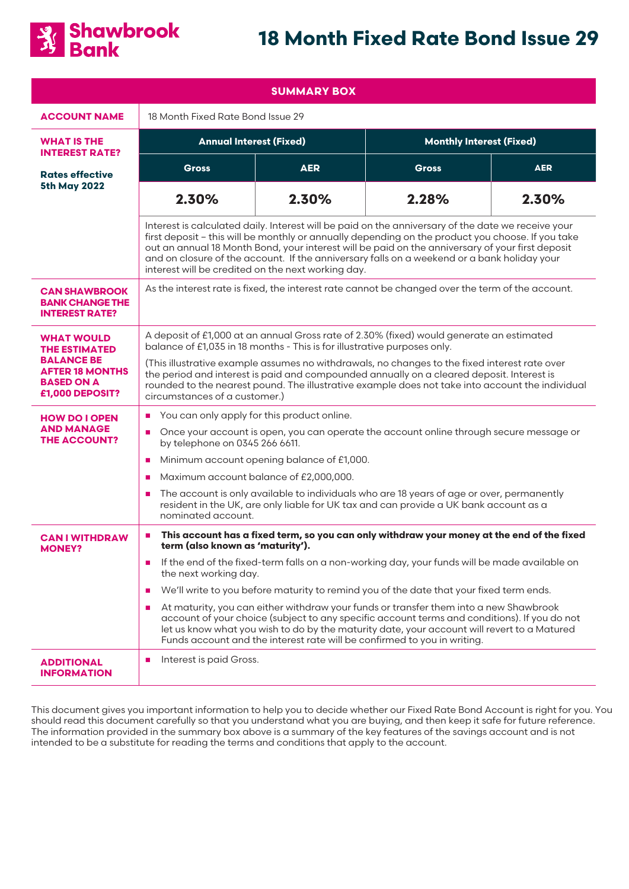Shawbrook Bank

# 18 Month Fixed Rate Bond Issue 29

## SUMMARY BOX

| | | | | |
|---|---|---|---|---|
| **ACCOUNT NAME** | 18 Month Fixed Rate Bond Issue 29 | | | |
| **WHAT IS THE INTEREST RATE?** **Rates effective 5th May 2022** | **Annual Interest (Fixed)** | | **Monthly Interest (Fixed)** | |
| | **Gross** | **AER** | **Gross** | **AER** |
| | **2.30%** | **2.30%** | **2.28%** | **2.30%** |
| | Interest is calculated daily. Interest will be paid on the anniversary of the date we receive your first deposit – this will be monthly or annually depending on the product you choose. If you take out an annual 18 Month Bond, your interest will be paid on the anniversary of your first deposit and on closure of the account. If the anniversary falls on a weekend or a bank holiday your interest will be credited on the next working day. | | | |
| **CAN SHAWBROOK BANK CHANGE THE INTEREST RATE?** | As the interest rate is fixed, the interest rate cannot be changed over the term of the account. | | | |
| **WHAT WOULD THE ESTIMATED BALANCE BE AFTER 18 MONTHS BASED ON A £1,000 DEPOSIT?** | A deposit of £1,000 at an annual Gross rate of 2.30% (fixed) would generate an estimated balance of £1,035 in 18 months - This is for illustrative purposes only. (This illustrative example assumes no withdrawals, no changes to the fixed interest rate over the period and interest is paid and compounded annually on a cleared deposit. Interest is rounded to the nearest pound. The illustrative example does not take into account the individual circumstances of a customer.) | | | |
| **HOW DO I OPEN AND MANAGE THE ACCOUNT?** | • You can only apply for this product online. • Once your account is open, you can operate the account online through secure message or by telephone on 0345 266 6611. • Minimum account opening balance of £1,000. • Maximum account balance of £2,000,000. • The account is only available to individuals who are 18 years of age or over, permanently resident in the UK, are only liable for UK tax and can provide a UK bank account as a nominated account. | | | |
| **CAN I WITHDRAW MONEY?** | • **This account has a fixed term, so you can only withdraw your money at the end of the fixed term (also known as 'maturity').** • If the end of the fixed-term falls on a non-working day, your funds will be made available on the next working day. • We'll write to you before maturity to remind you of the date that your fixed term ends. • At maturity, you can either withdraw your funds or transfer them into a new Shawbrook account of your choice (subject to any specific account terms and conditions). If you do not let us know what you wish to do by the maturity date, your account will revert to a Matured Funds account and the interest rate will be confirmed to you in writing. | | | |
| **ADDITIONAL INFORMATION** | • Interest is paid Gross. | | | |

This document gives you important information to help you to decide whether our Fixed Rate Bond Account is right for you. You should read this document carefully so that you understand what you are buying, and then keep it safe for future reference. The information provided in the summary box above is a summary of the key features of the savings account and is not intended to be a substitute for reading the terms and conditions that apply to the account.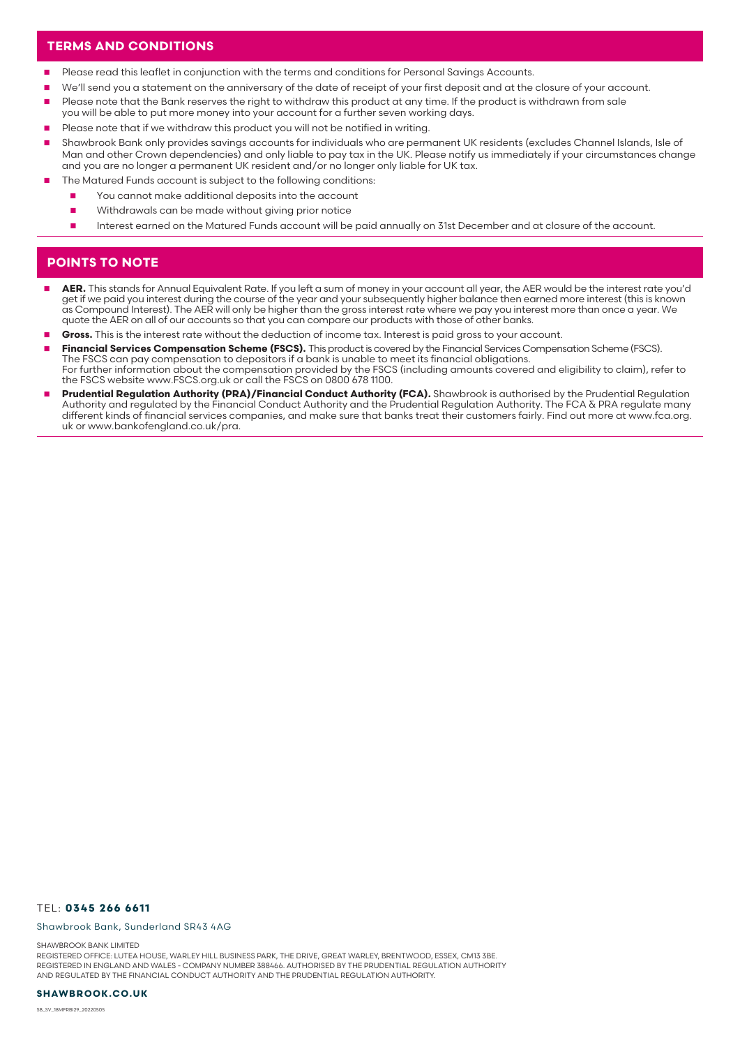## TERMS AND CONDITIONS

- Please read this leaflet in conjunction with the terms and conditions for Personal Savings Accounts.
- We'll send you a statement on the anniversary of the date of receipt of your first deposit and at the closure of your account.
- Please note that the Bank reserves the right to withdraw this product at any time. If the product is withdrawn from sale you will be able to put more money into your account for a further seven working days.
- Please note that if we withdraw this product you will not be notified in writing.
- Shawbrook Bank only provides savings accounts for individuals who are permanent UK residents (excludes Channel Islands, Isle of Man and other Crown dependencies) and only liable to pay tax in the UK. Please notify us immediately if your circumstances change and you are no longer a permanent UK resident and/or no longer only liable for UK tax.
- The Matured Funds account is subject to the following conditions:
  - You cannot make additional deposits into the account
  - Withdrawals can be made without giving prior notice
  - Interest earned on the Matured Funds account will be paid annually on 31st December and at closure of the account.

## POINTS TO NOTE

- **AER.** This stands for Annual Equivalent Rate. If you left a sum of money in your account all year, the AER would be the interest rate you'd get if we paid you interest during the course of the year and your subsequently higher balance then earned more interest (this is known as Compound Interest). The AER will only be higher than the gross interest rate where we pay you interest more than once a year. We quote the AER on all of our accounts so that you can compare our products with those of other banks.
- **Gross.** This is the interest rate without the deduction of income tax. Interest is paid gross to your account.
- **Financial Services Compensation Scheme (FSCS).** This product is covered by the Financial Services Compensation Scheme (FSCS). The FSCS can pay compensation to depositors if a bank is unable to meet its financial obligations. For further information about the compensation provided by the FSCS (including amounts covered and eligibility to claim), refer to the FSCS website www.FSCS.org.uk or call the FSCS on 0800 678 1100.
- **Prudential Regulation Authority (PRA)/Financial Conduct Authority (FCA).** Shawbrook is authorised by the Prudential Regulation Authority and regulated by the Financial Conduct Authority and the Prudential Regulation Authority. The FCA & PRA regulate many different kinds of financial services companies, and make sure that banks treat their customers fairly. Find out more at www.fca.org.uk or www.bankofengland.co.uk/pra.

TEL: **0345 266 6611**

Shawbrook Bank, Sunderland SR43 4AG

SHAWBROOK BANK LIMITED
REGISTERED OFFICE: LUTEA HOUSE, WARLEY HILL BUSINESS PARK, THE DRIVE, GREAT WARLEY, BRENTWOOD, ESSEX, CM13 3BE.
REGISTERED IN ENGLAND AND WALES - COMPANY NUMBER 388466. AUTHORISED BY THE PRUDENTIAL REGULATION AUTHORITY AND REGULATED BY THE FINANCIAL CONDUCT AUTHORITY AND THE PRUDENTIAL REGULATION AUTHORITY.

**SHAWBROOK.CO.UK**

SB_SV_18MFRBI29_20220505